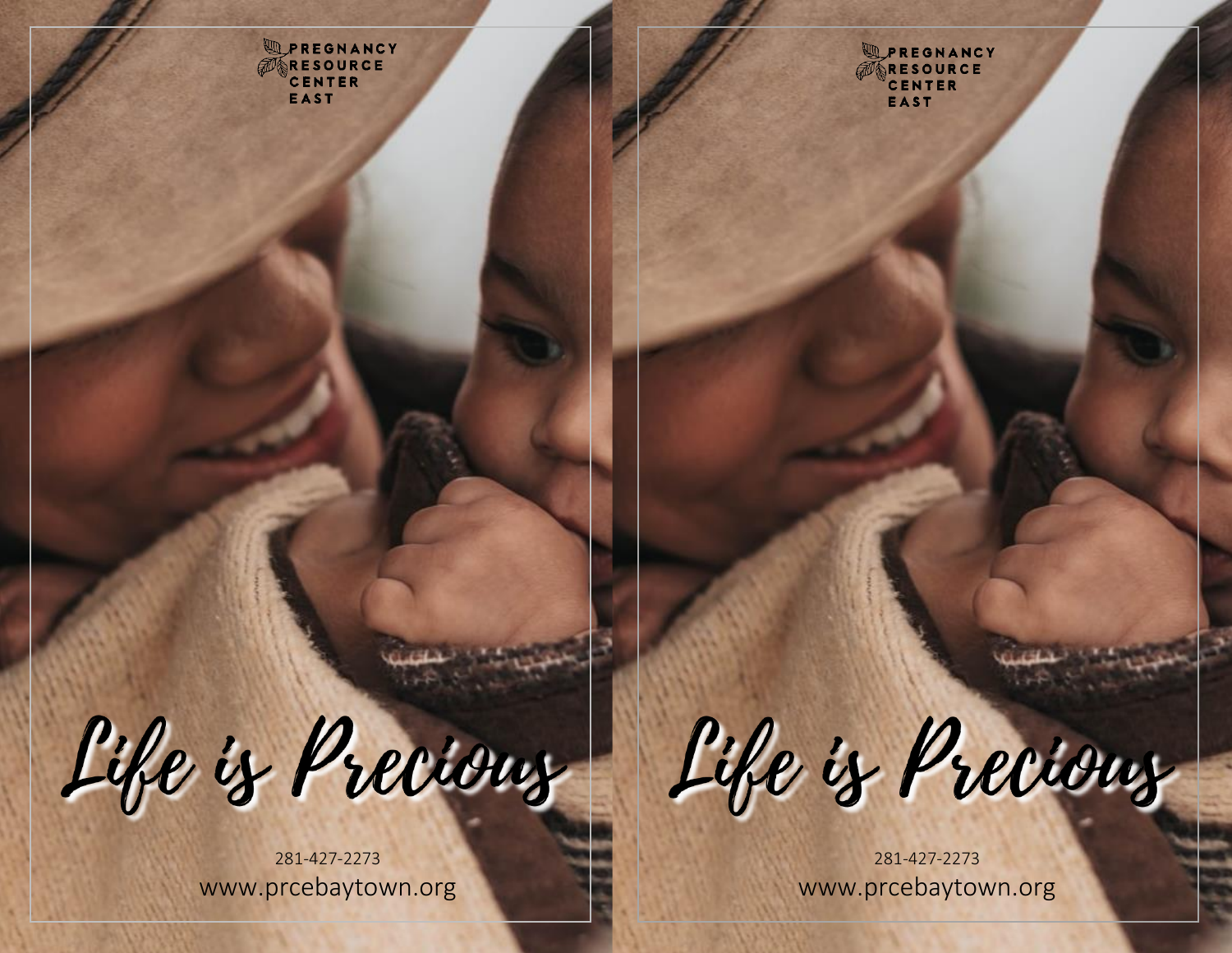PREGNANCY RESOURCE CENTER EAST

# Life is Precious

281-427-2273

www.prcebaytown.org

PREGNANCY RESOURCE CENTER EAST

# Life is Precious

281-427-2273

www.prcebaytown.org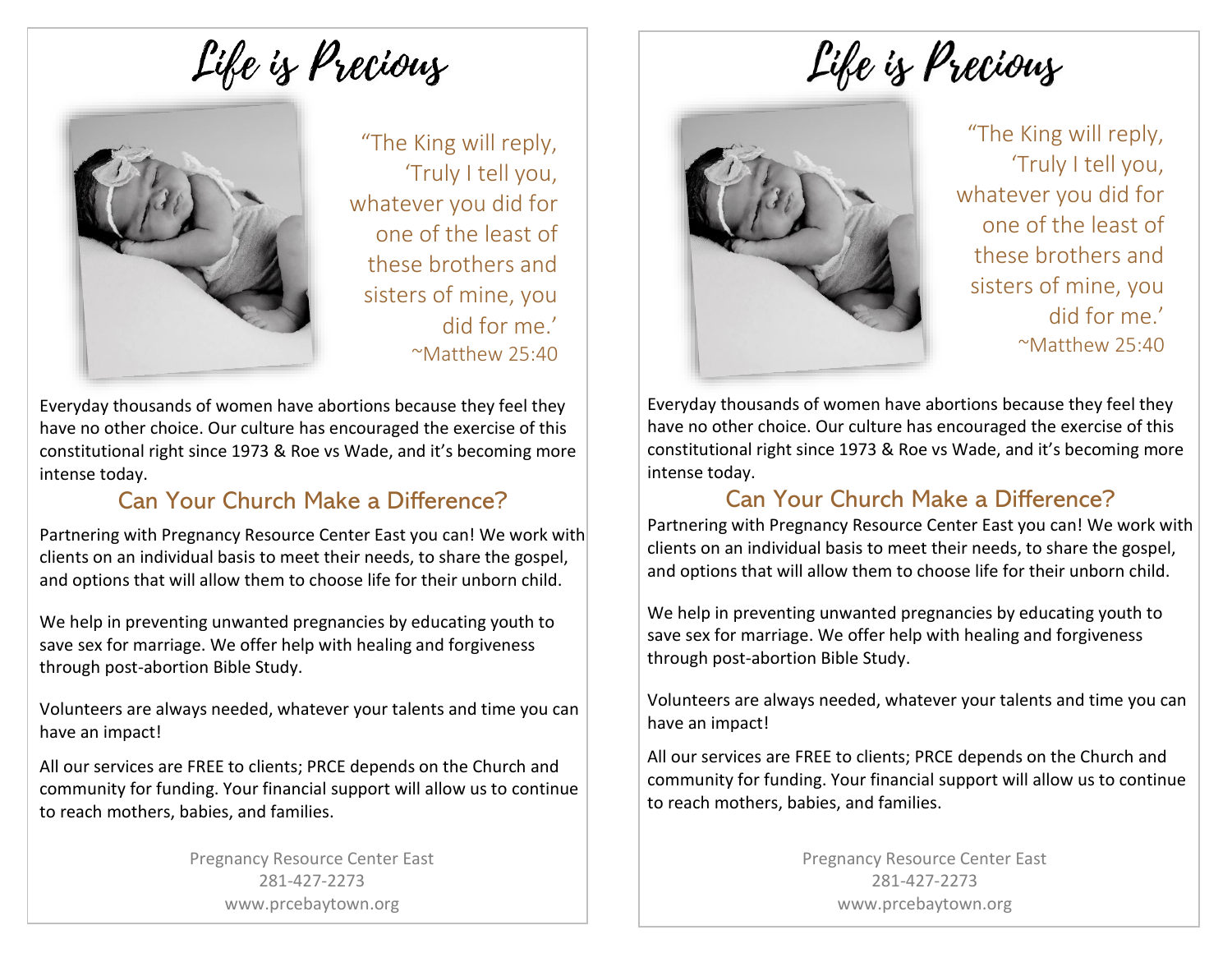# Life is Precious

"The King will reply, 'Truly I tell you, whatever you did for one of the least of these brothers and sisters of mine, you did for me.'
~Matthew 25:40

Everyday thousands of women have abortions because they feel they have no other choice. Our culture has encouraged the exercise of this constitutional right since 1973 & Roe vs Wade, and it's becoming more intense today.

## Can Your Church Make a Difference?

Partnering with Pregnancy Resource Center East you can! We work with clients on an individual basis to meet their needs, to share the gospel, and options that will allow them to choose life for their unborn child.

We help in preventing unwanted pregnancies by educating youth to save sex for marriage. We offer help with healing and forgiveness through post-abortion Bible Study.

Volunteers are always needed, whatever your talents and time you can have an impact!

All our services are FREE to clients; PRCE depends on the Church and community for funding. Your financial support will allow us to continue to reach mothers, babies, and families.

Pregnancy Resource Center East
281-427-2273
www.prcebaytown.org

# Life is Precious

"The King will reply, 'Truly I tell you, whatever you did for one of the least of these brothers and sisters of mine, you did for me.'
~Matthew 25:40

Everyday thousands of women have abortions because they feel they have no other choice. Our culture has encouraged the exercise of this constitutional right since 1973 & Roe vs Wade, and it's becoming more intense today.

## Can Your Church Make a Difference?

Partnering with Pregnancy Resource Center East you can! We work with clients on an individual basis to meet their needs, to share the gospel, and options that will allow them to choose life for their unborn child.

We help in preventing unwanted pregnancies by educating youth to save sex for marriage. We offer help with healing and forgiveness through post-abortion Bible Study.

Volunteers are always needed, whatever your talents and time you can have an impact!

All our services are FREE to clients; PRCE depends on the Church and community for funding. Your financial support will allow us to continue to reach mothers, babies, and families.

Pregnancy Resource Center East
281-427-2273
www.prcebaytown.org